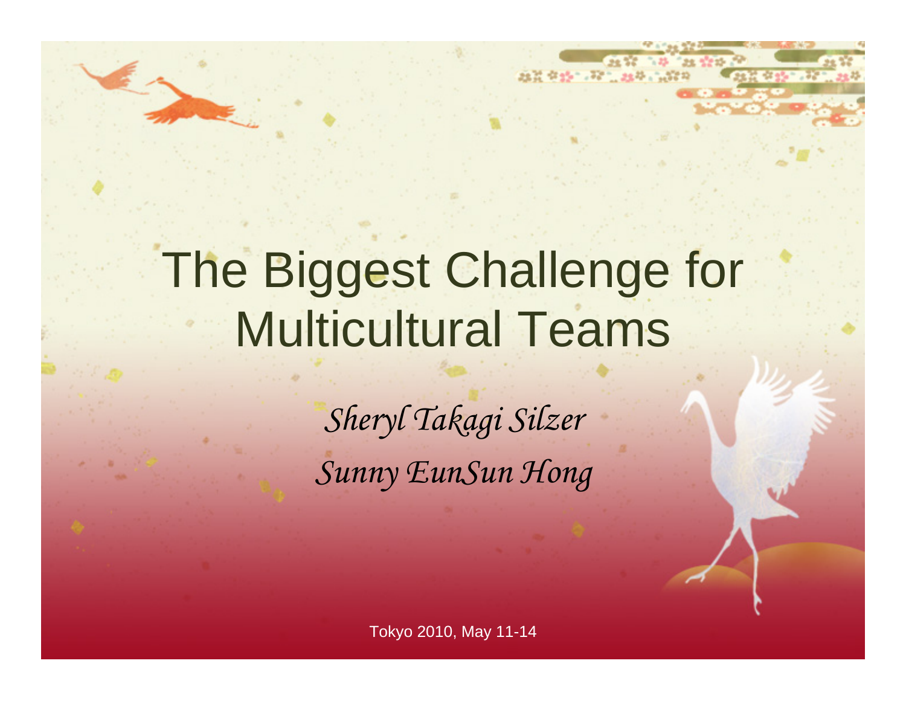# The Biggest Challenge for Multicultural Teams

*Sheryl Takagi Silzer*

*Sunny EunSun Hong*

Tokyo 2010, May 11-14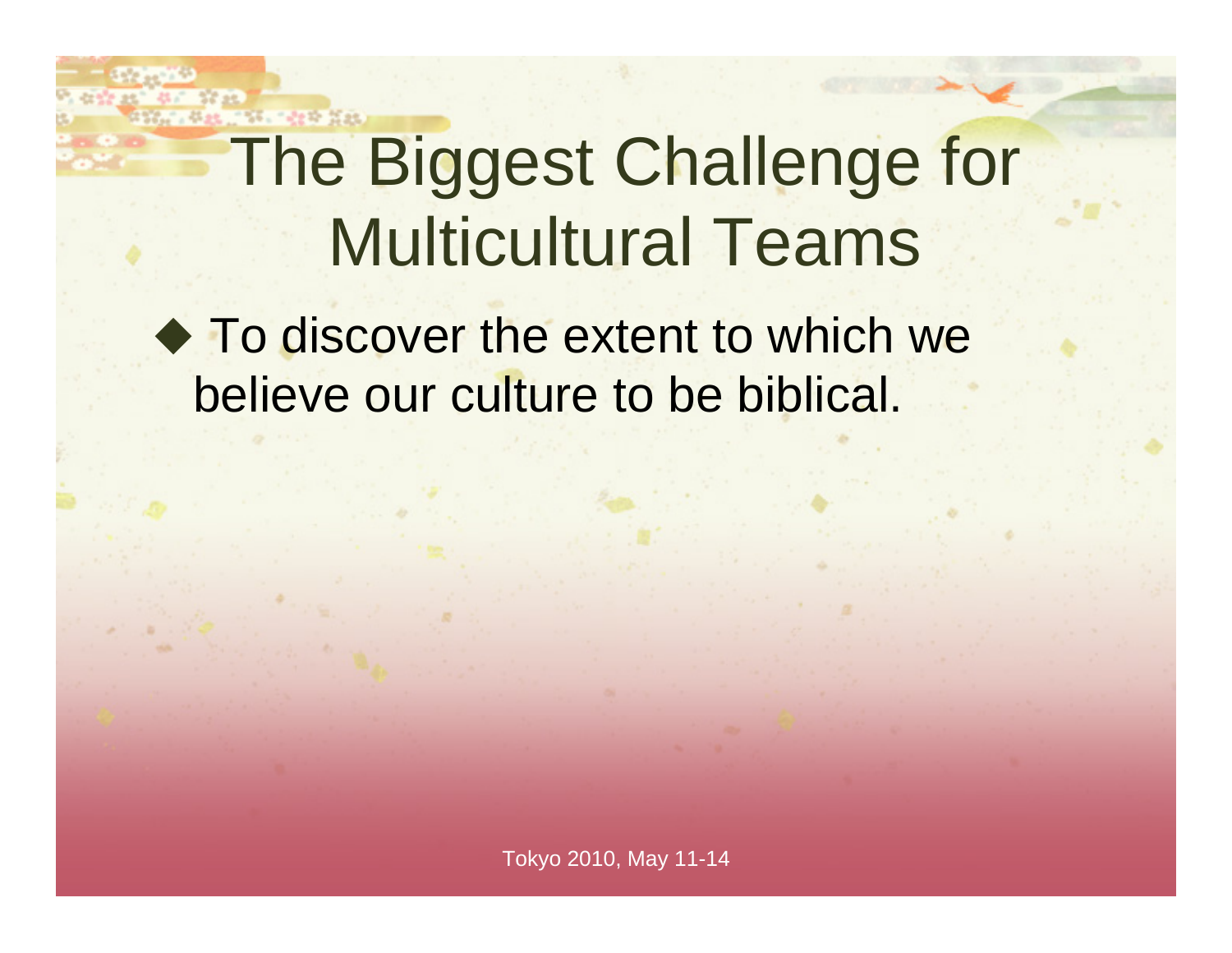# The Biggest Challenge for Multicultural Teams

- To discover the extent to which we believe our culture to be biblical.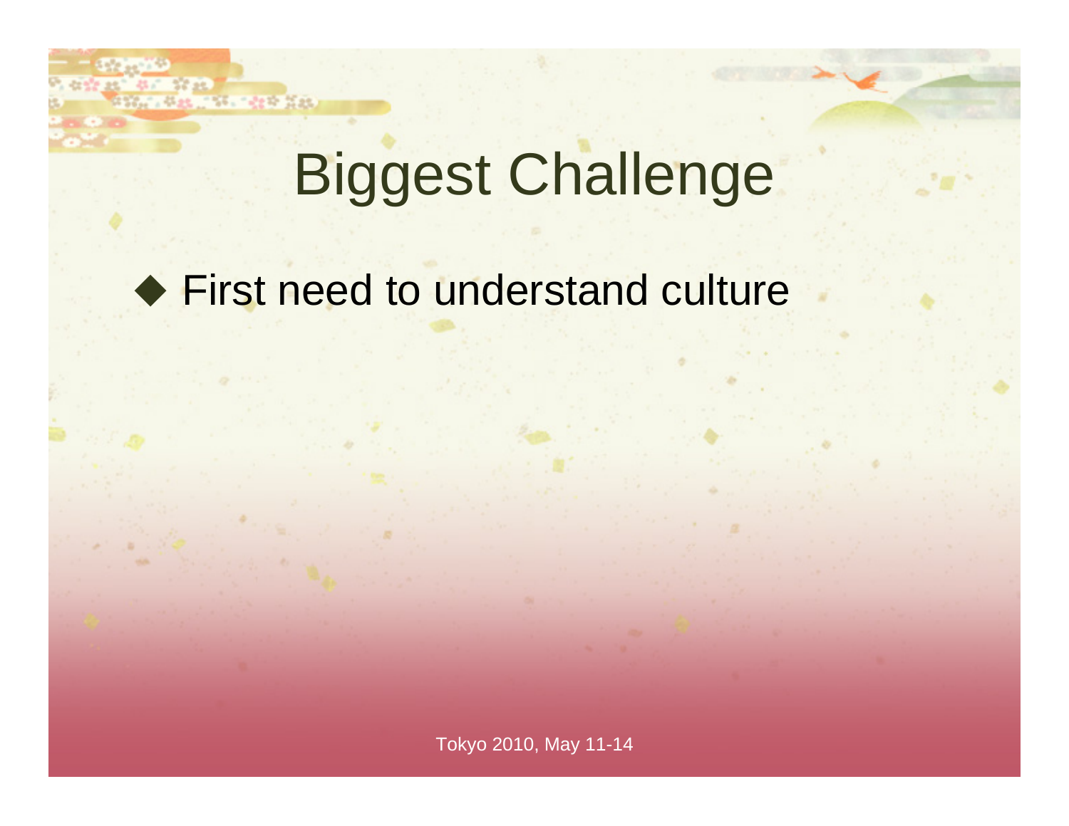# Biggest Challenge

- First need to understand culture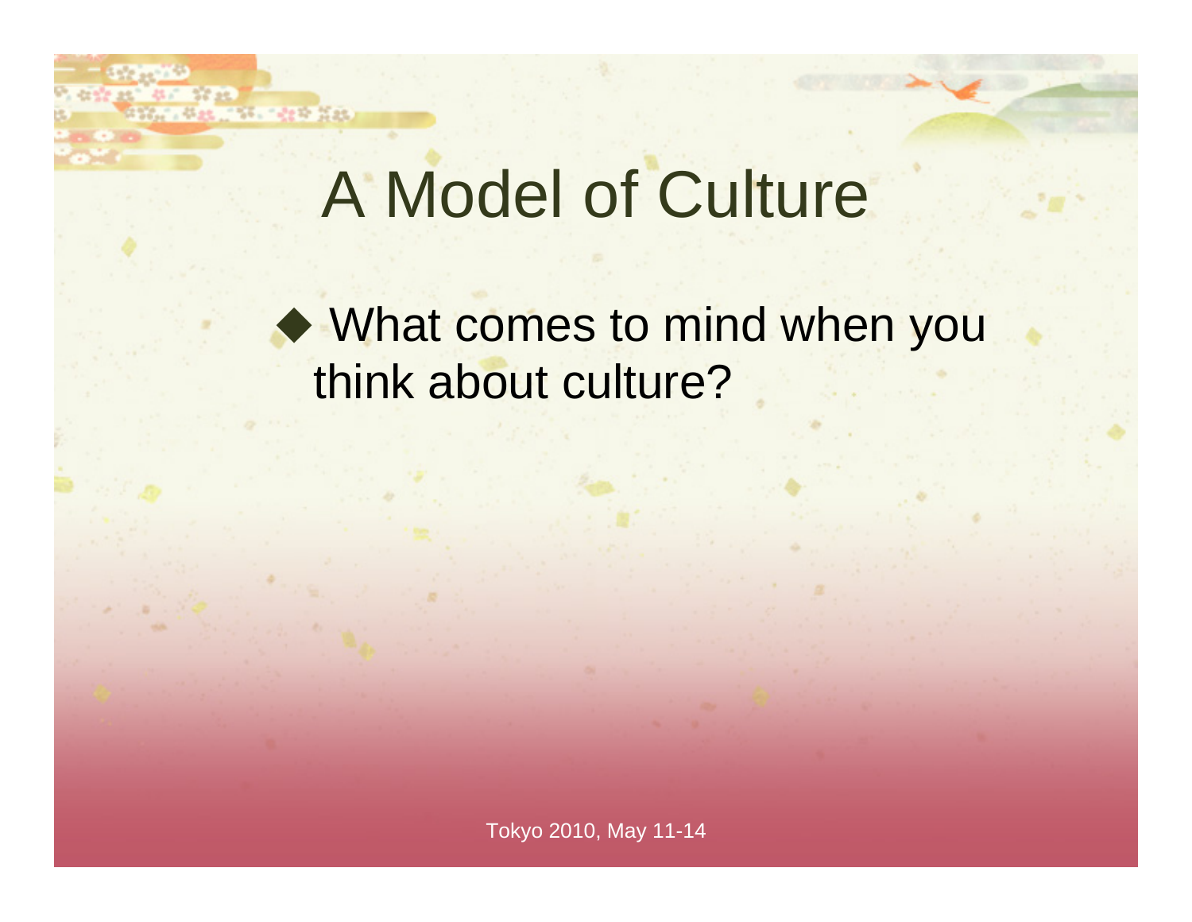# A Model of Culture

- What comes to mind when you think about culture?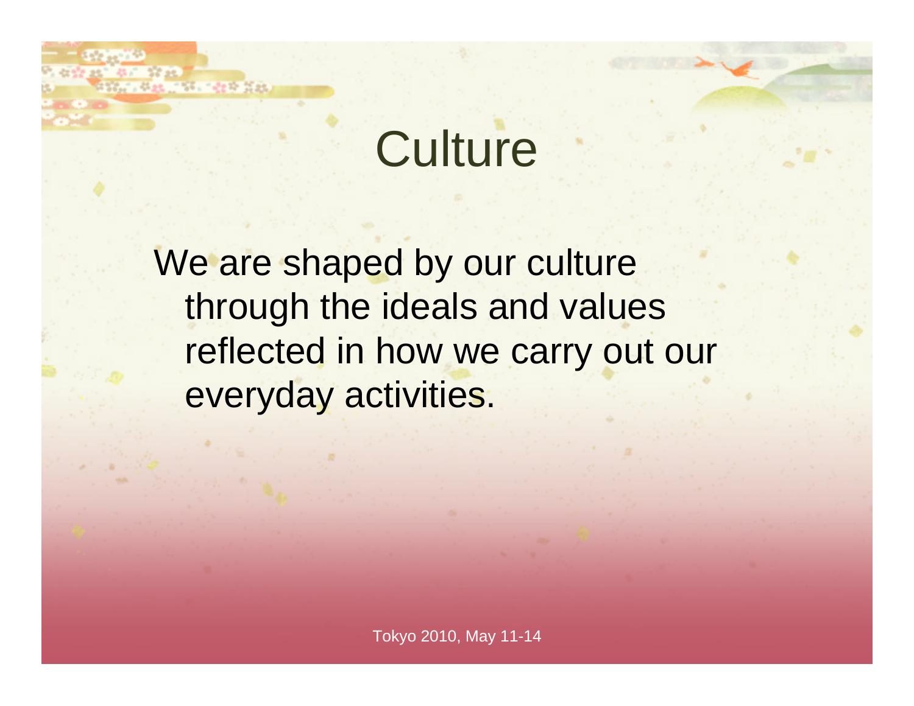# Culture

We are shaped by our culture through the ideals and values reflected in how we carry out our everyday activities.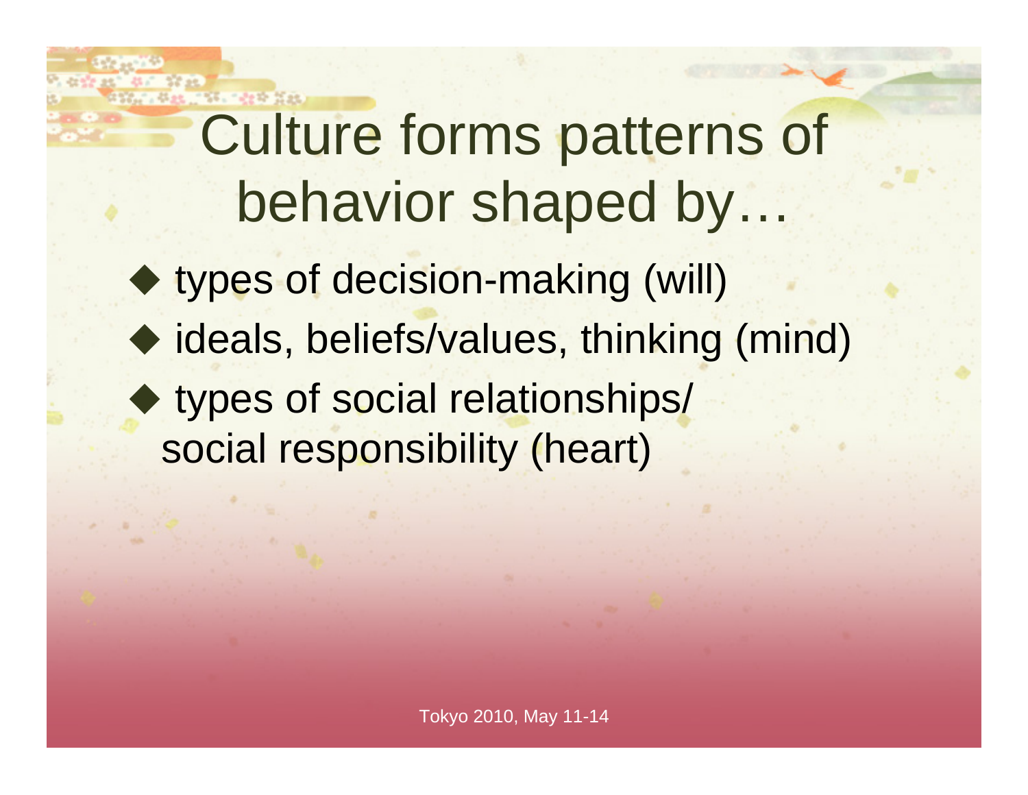# Culture forms patterns of behavior shaped by…

- types of decision-making (will)
- ideals, beliefs/values, thinking (mind)
- types of social relationships/ social responsibility (heart)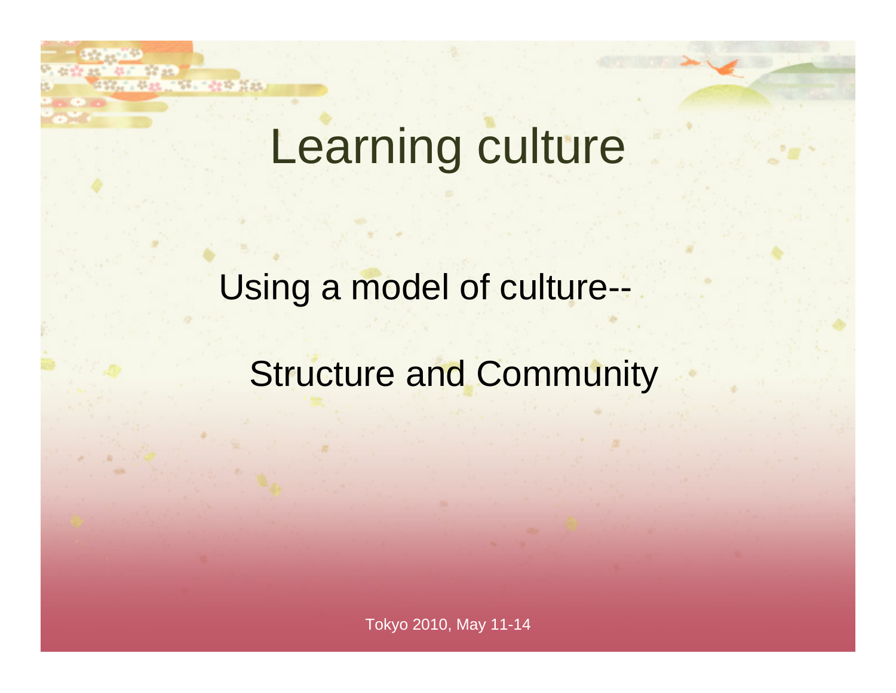# Learning culture

Using a model of culture--

Structure and Community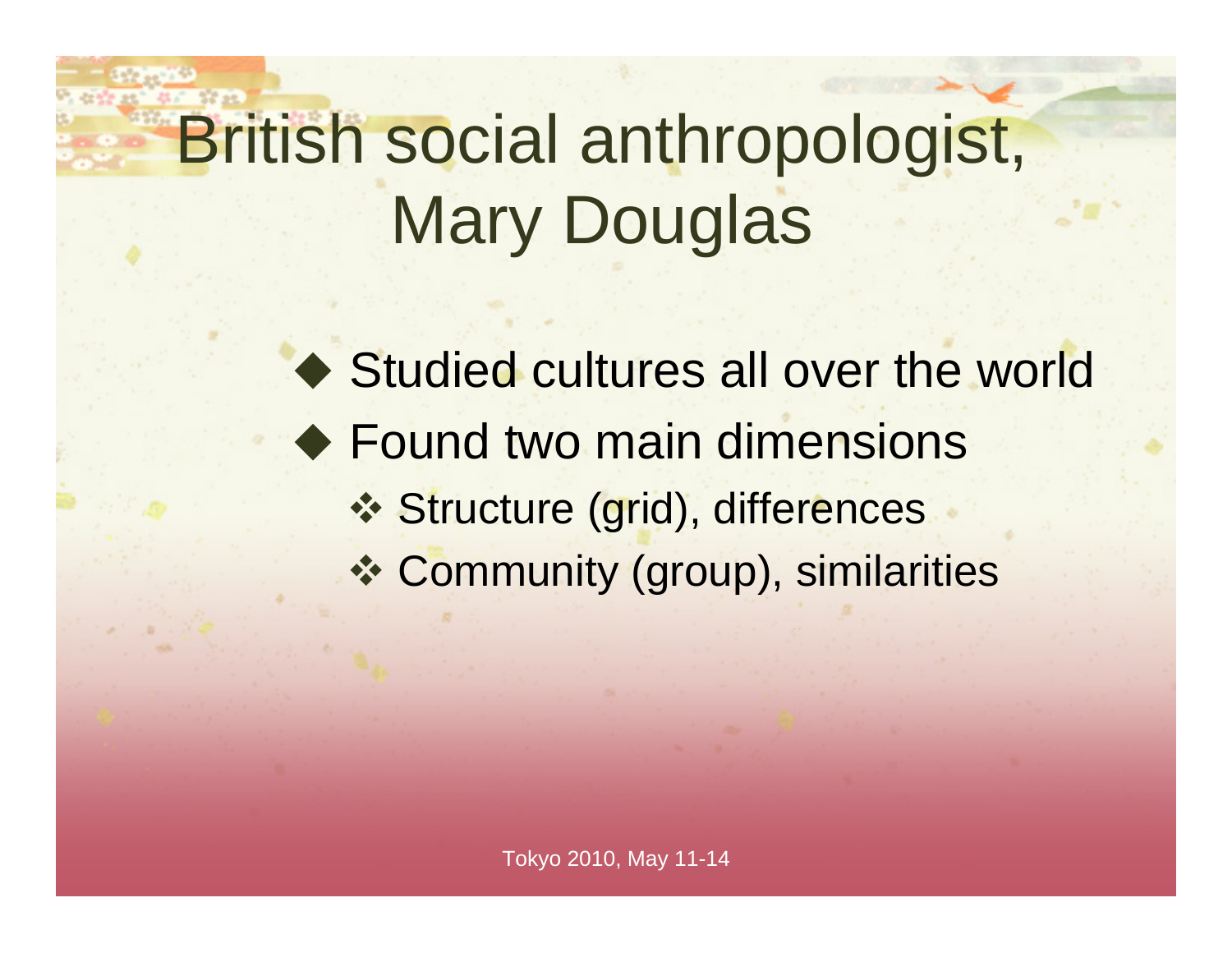# British social anthropologist, Mary Douglas

- Studied cultures all over the world
- Found two main dimensions
  - Structure (grid), differences
  - Community (group), similarities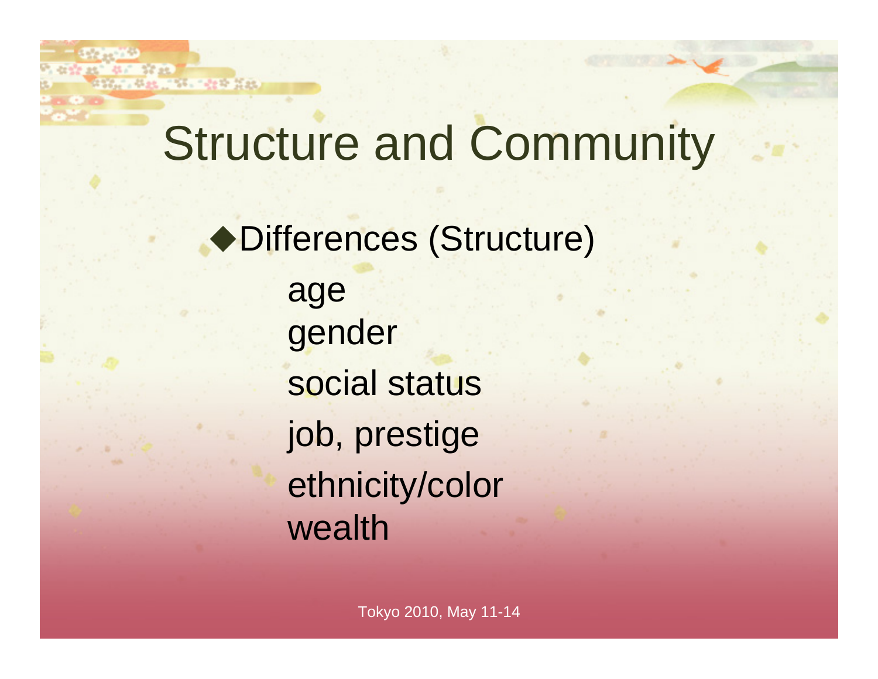# Structure and Community

- Differences (Structure)
  - age
  - gender
  - social status
  - job, prestige
  - ethnicity/color
  - wealth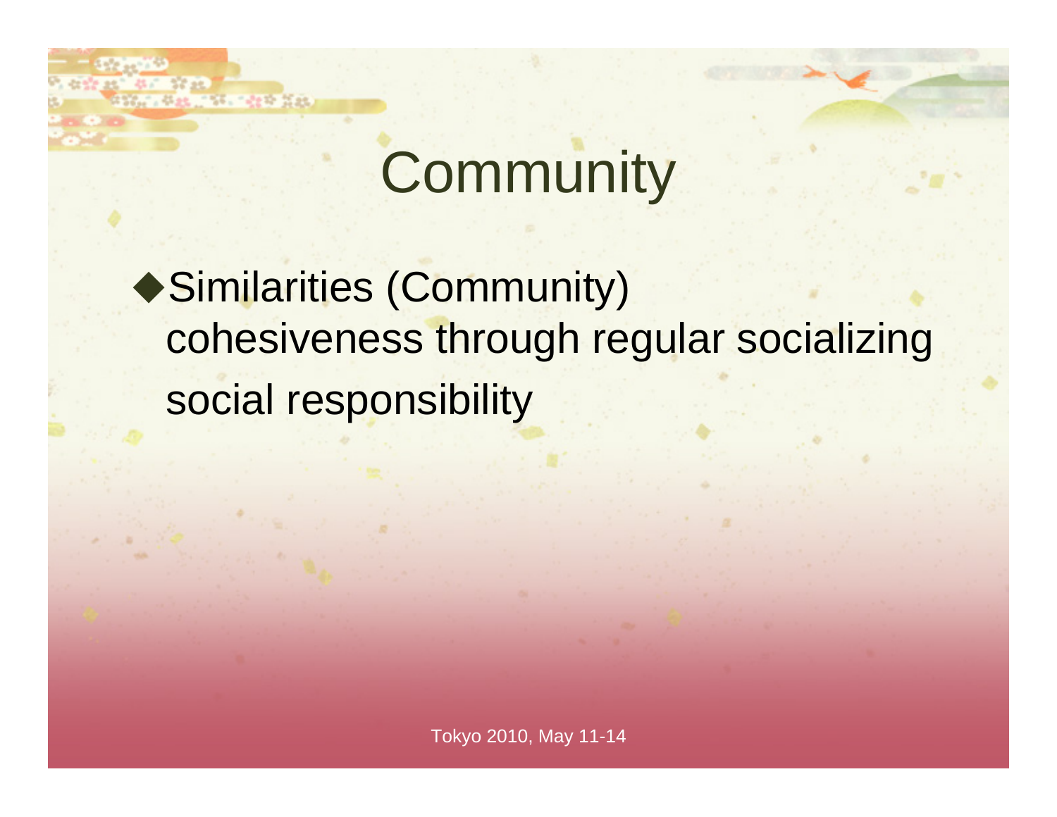# Community

- Similarities (Community)
  cohesiveness through regular socializing
  social responsibility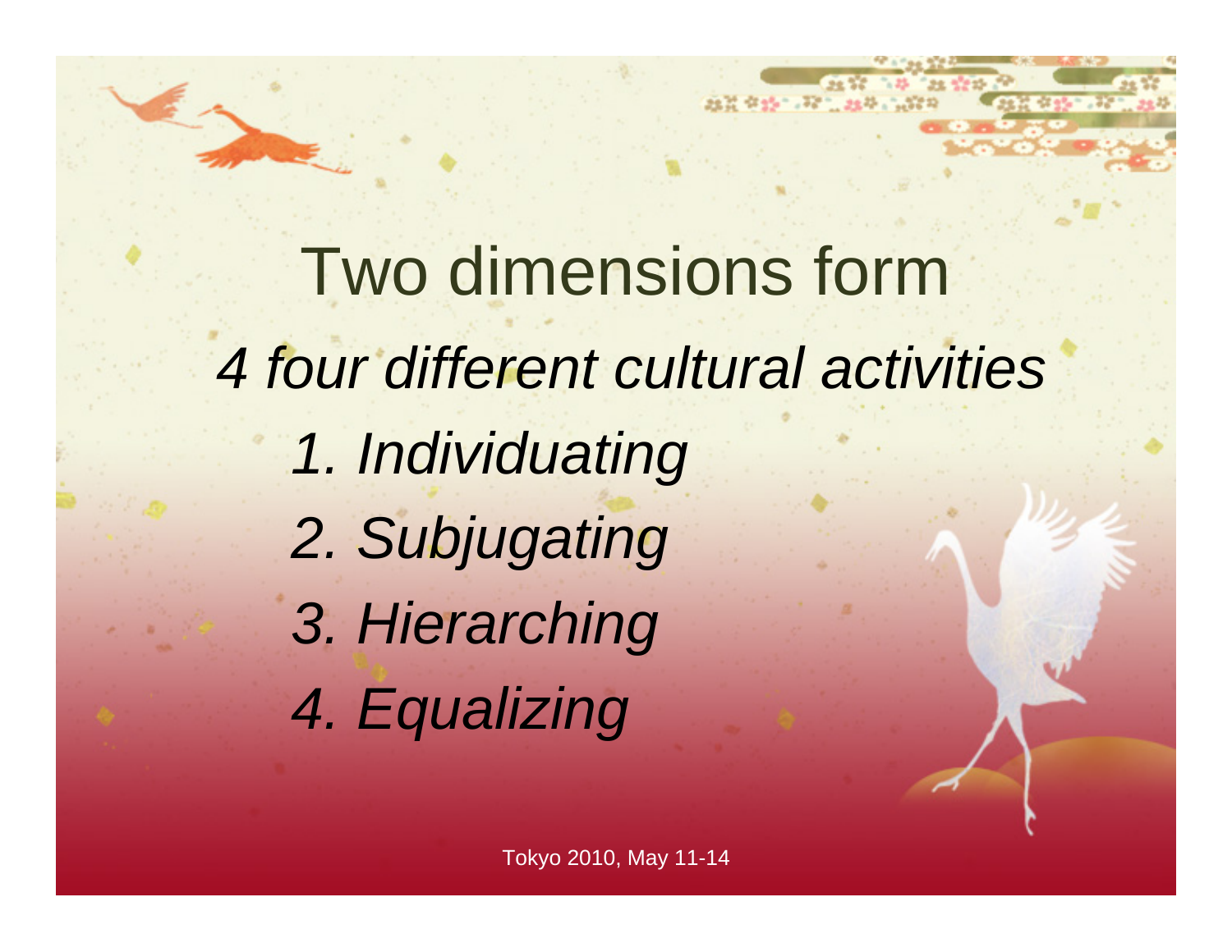# Two dimensions form

*4 four different cultural activities*

1. *Individuating*
2. *Subjugating*
3. *Hierarching*
4. *Equalizing*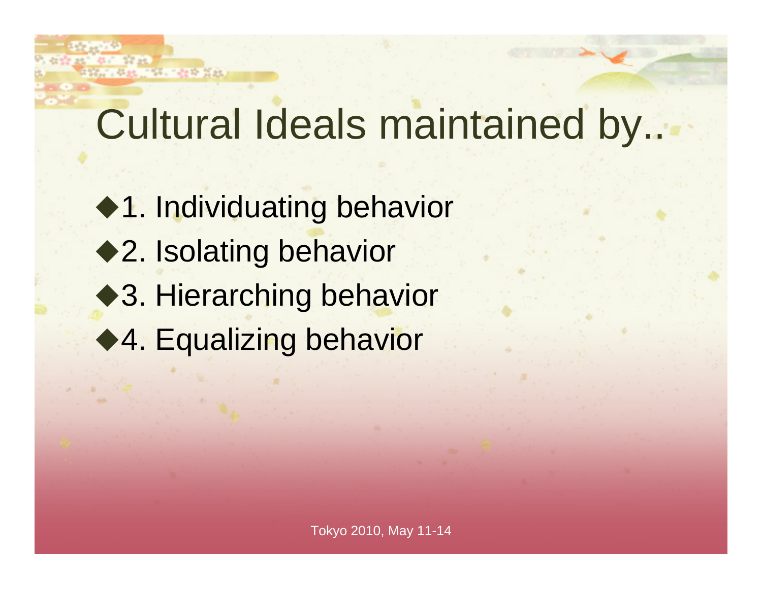# Cultural Ideals maintained by...

- 1. Individuating behavior
- 2. Isolating behavior
- 3. Hierarching behavior
- 4. Equalizing behavior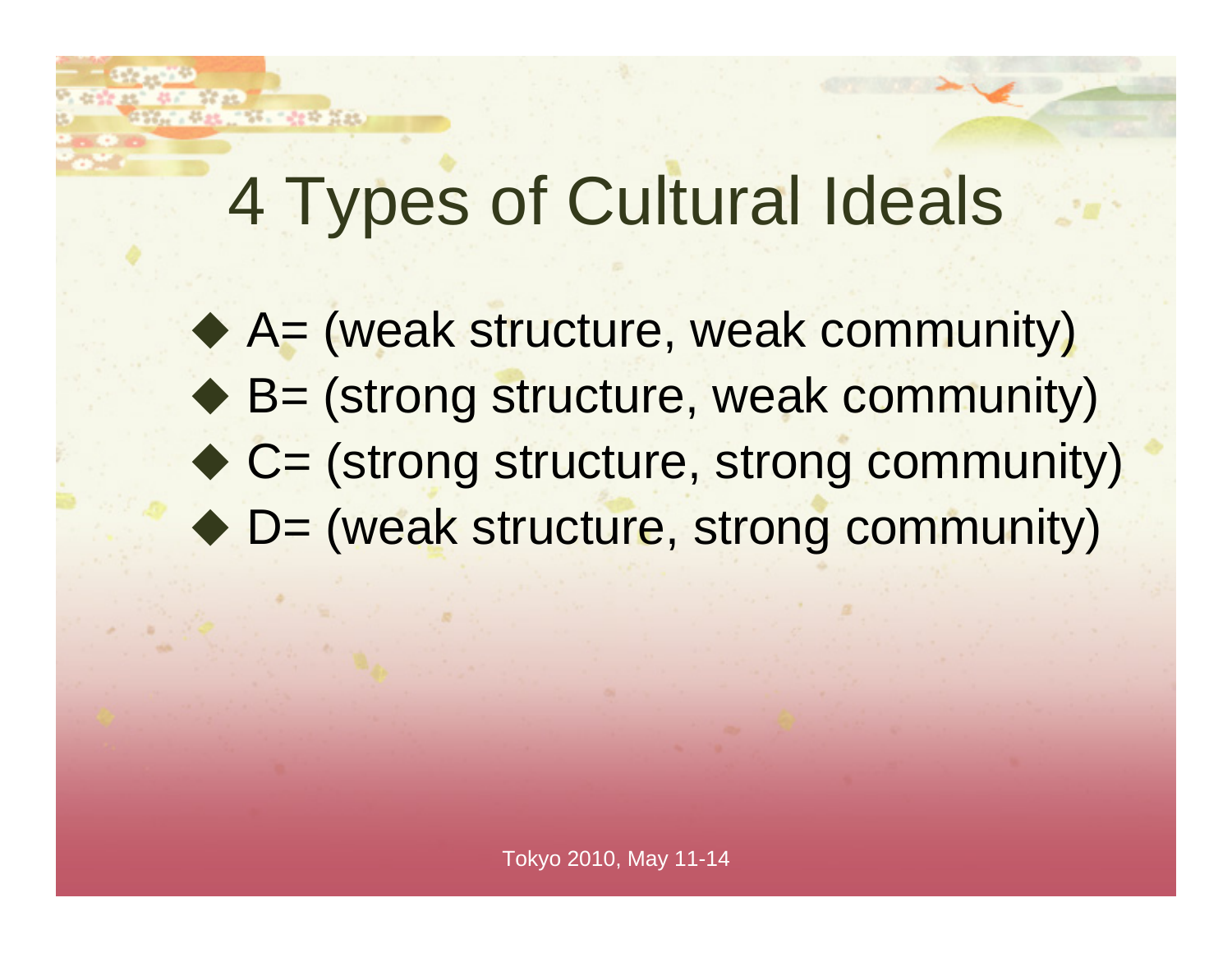# 4 Types of Cultural Ideals

- A= (weak structure, weak community)
- B= (strong structure, weak community)
- C= (strong structure, strong community)
- D= (weak structure, strong community)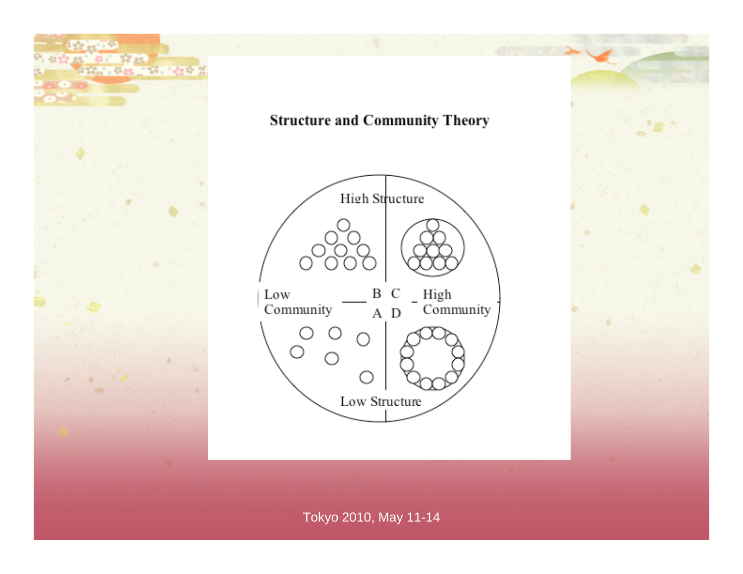# Structure and Community Theory

High Structure

Low Community

B C

A D

High Community

Low Structure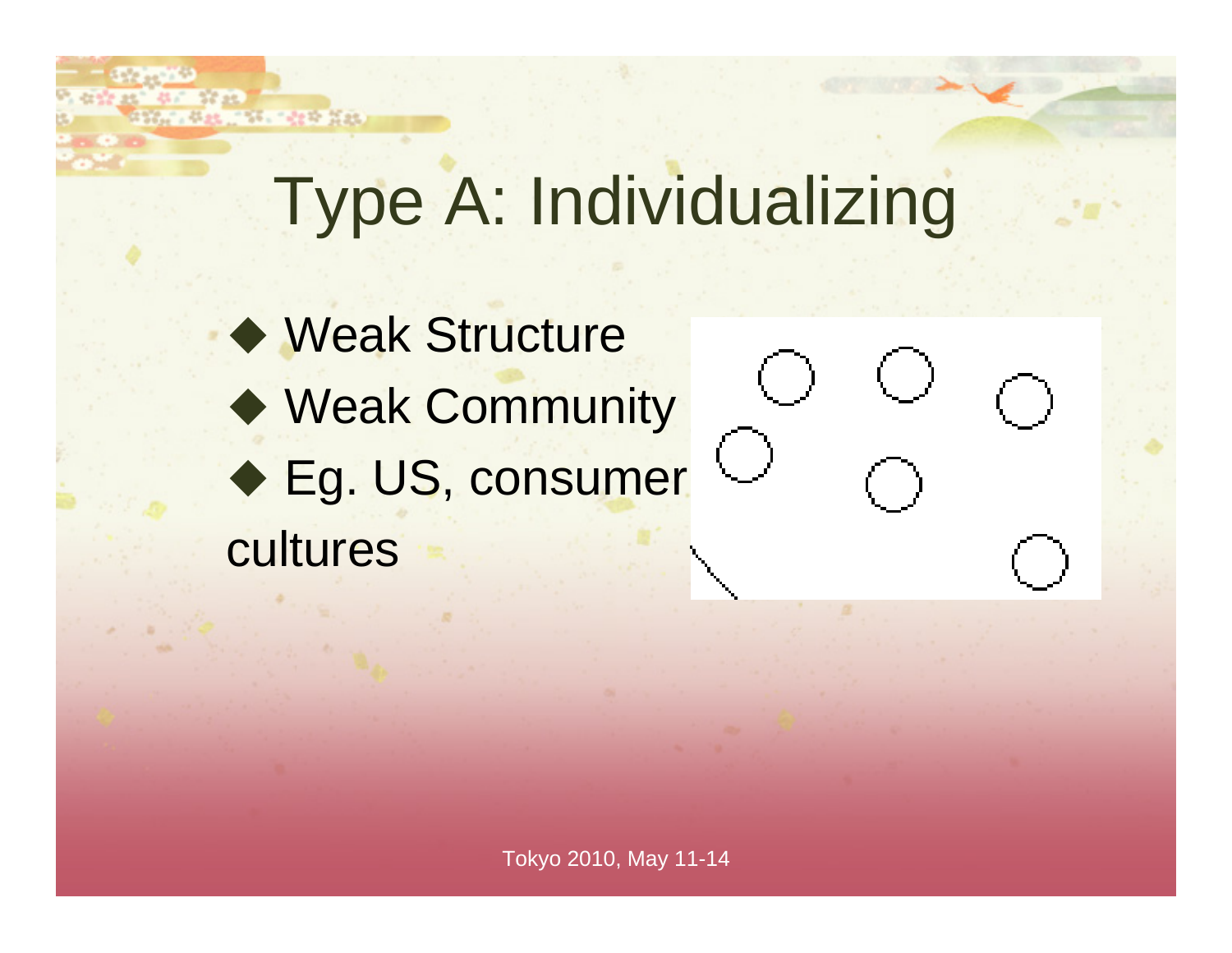# Type A: Individualizing

- Weak Structure
- Weak Community
- Eg. US, consumer cultures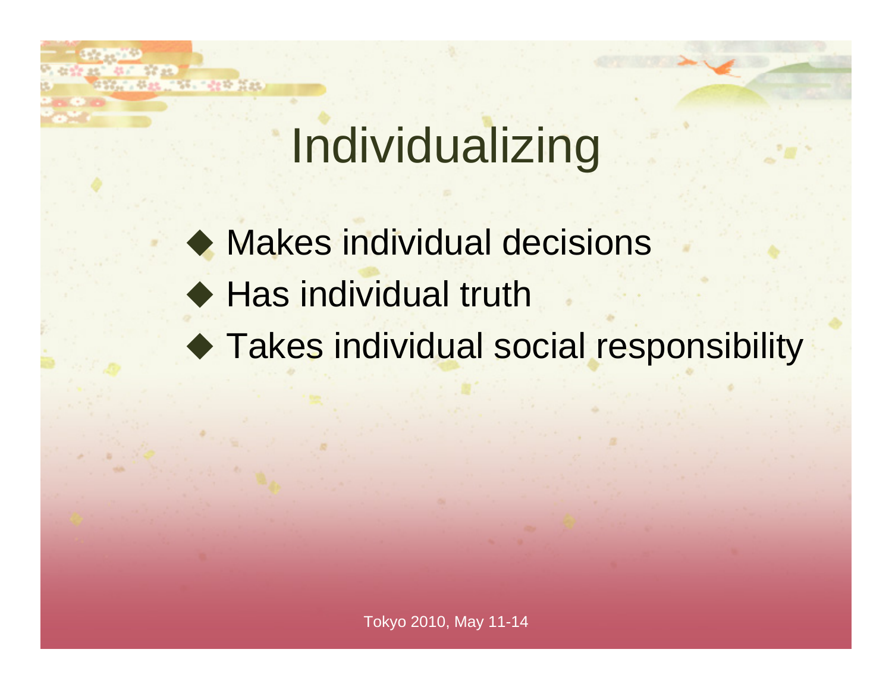# Individualizing

- Makes individual decisions
- Has individual truth
- Takes individual social responsibility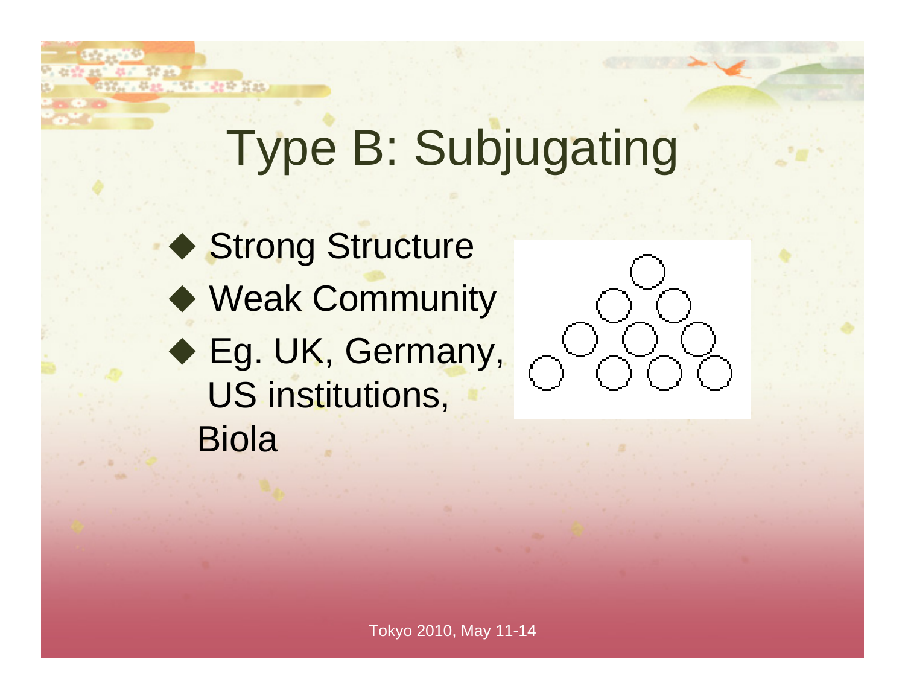# Type B: Subjugating

- Strong Structure
- Weak Community
- Eg. UK, Germany, US institutions, Biola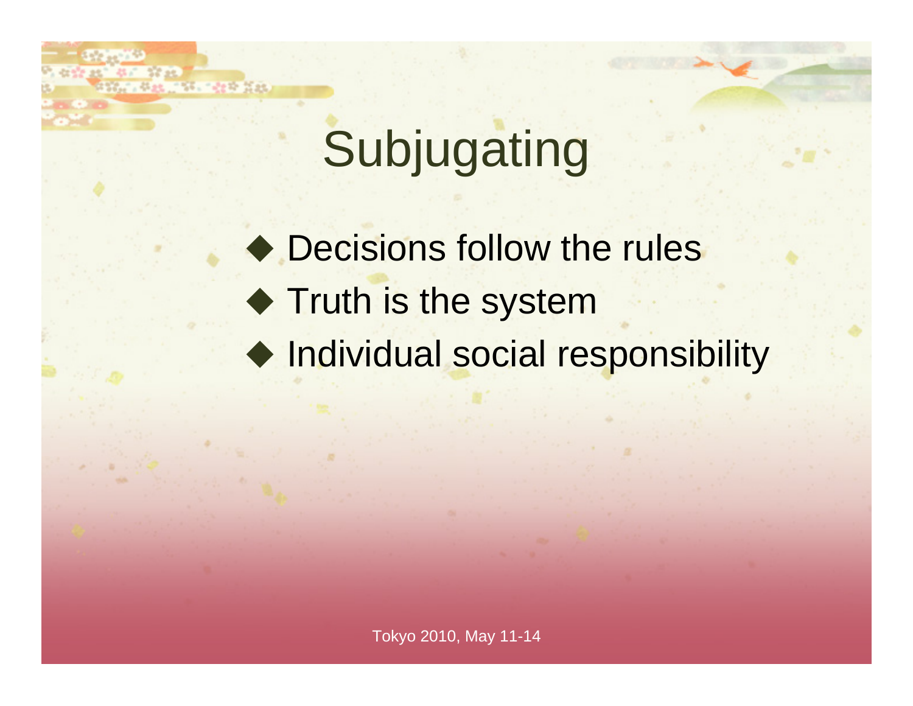# Subjugating

- Decisions follow the rules
- Truth is the system
- Individual social responsibility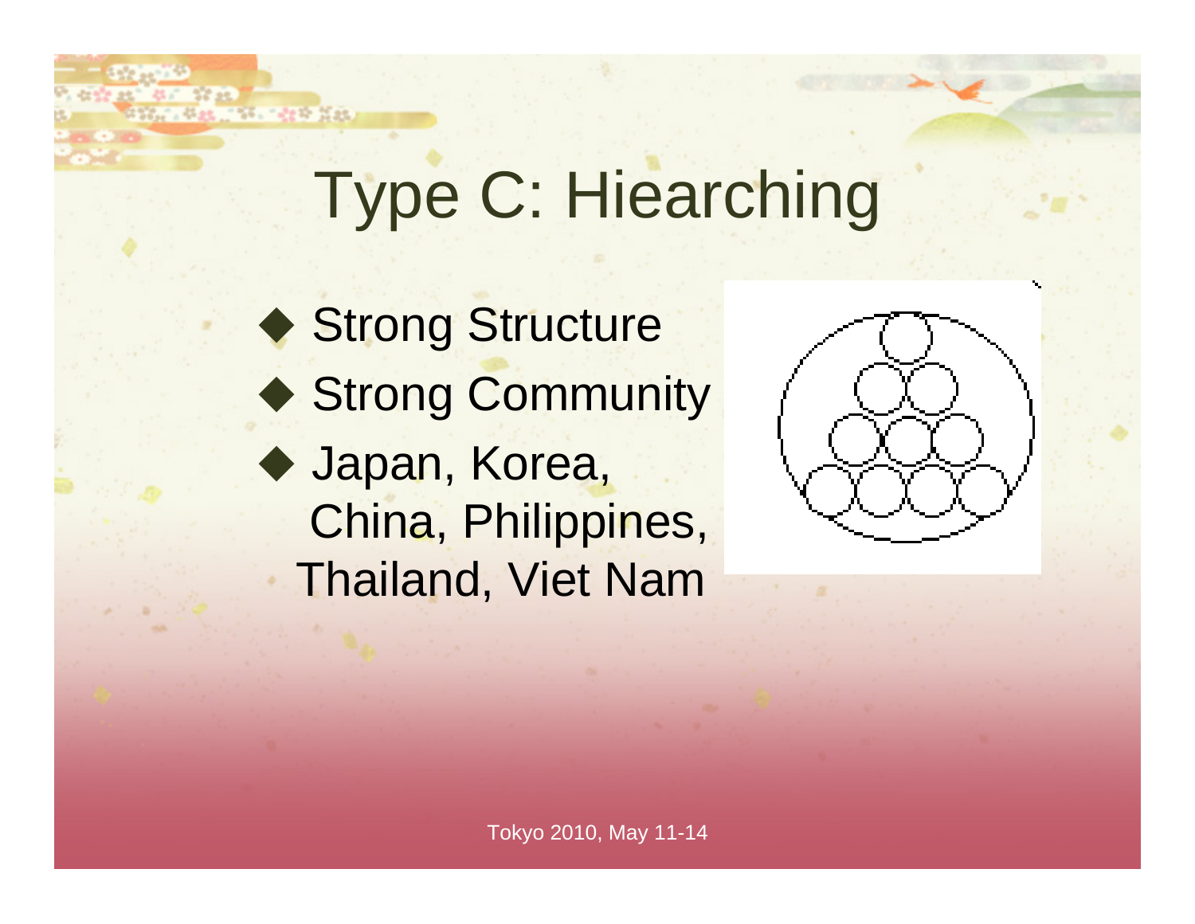# Type C: Hiearching

- Strong Structure
- Strong Community
- Japan, Korea, China, Philippines, Thailand, Viet Nam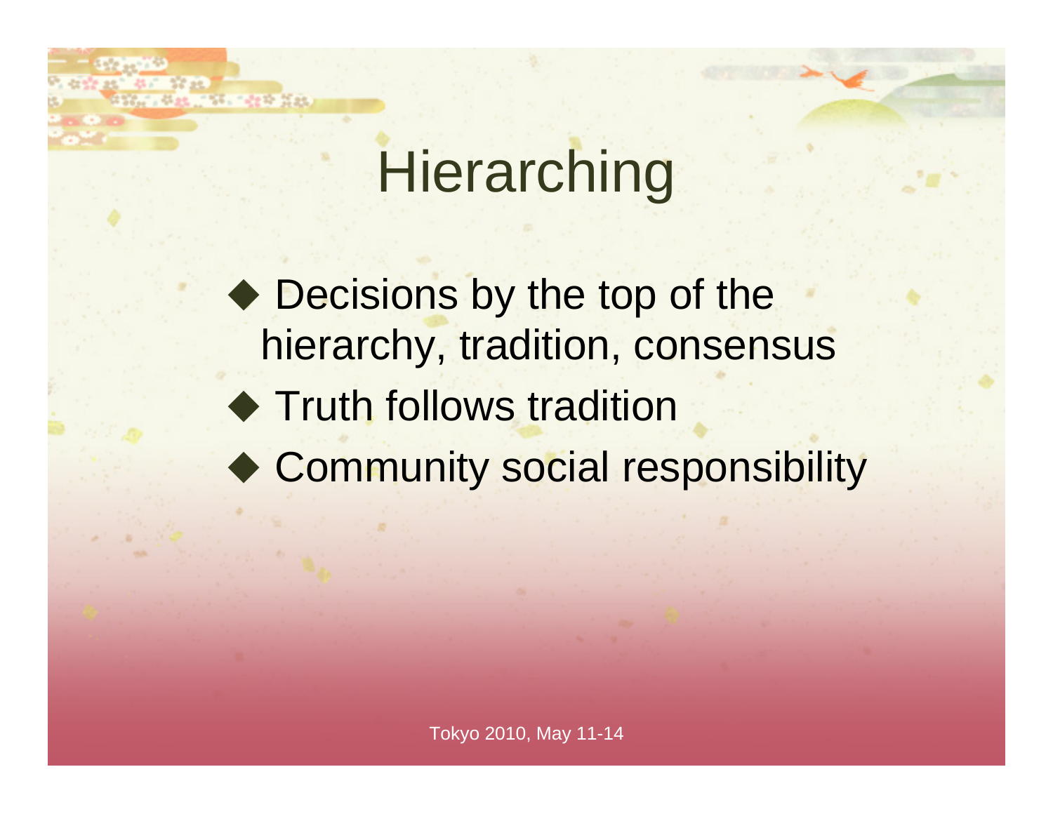# Hierarching

- Decisions by the top of the hierarchy, tradition, consensus
- Truth follows tradition
- Community social responsibility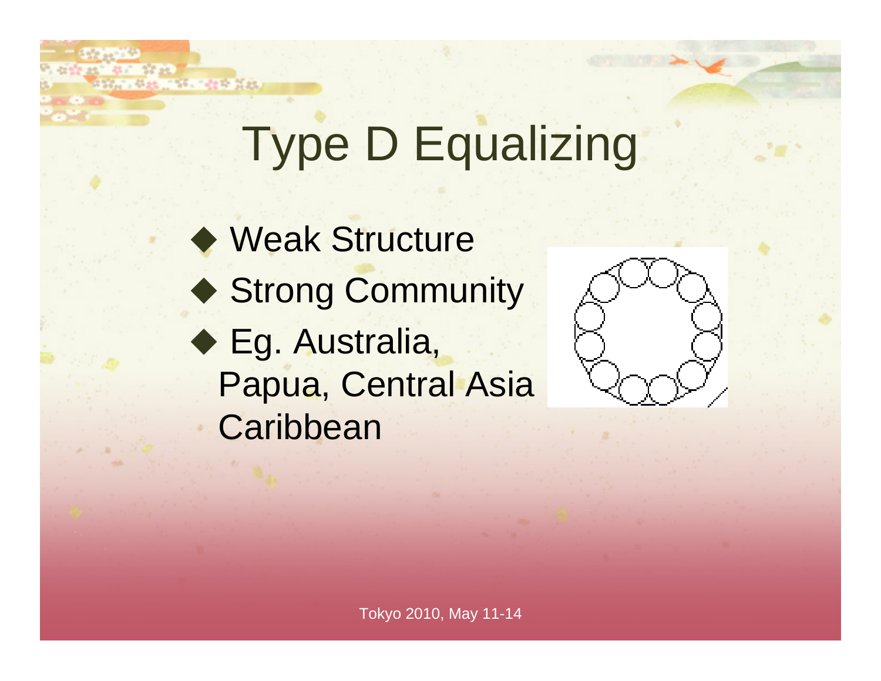# Type D Equalizing

- Weak Structure
- Strong Community
- Eg. Australia, Papua, Central Asia Caribbean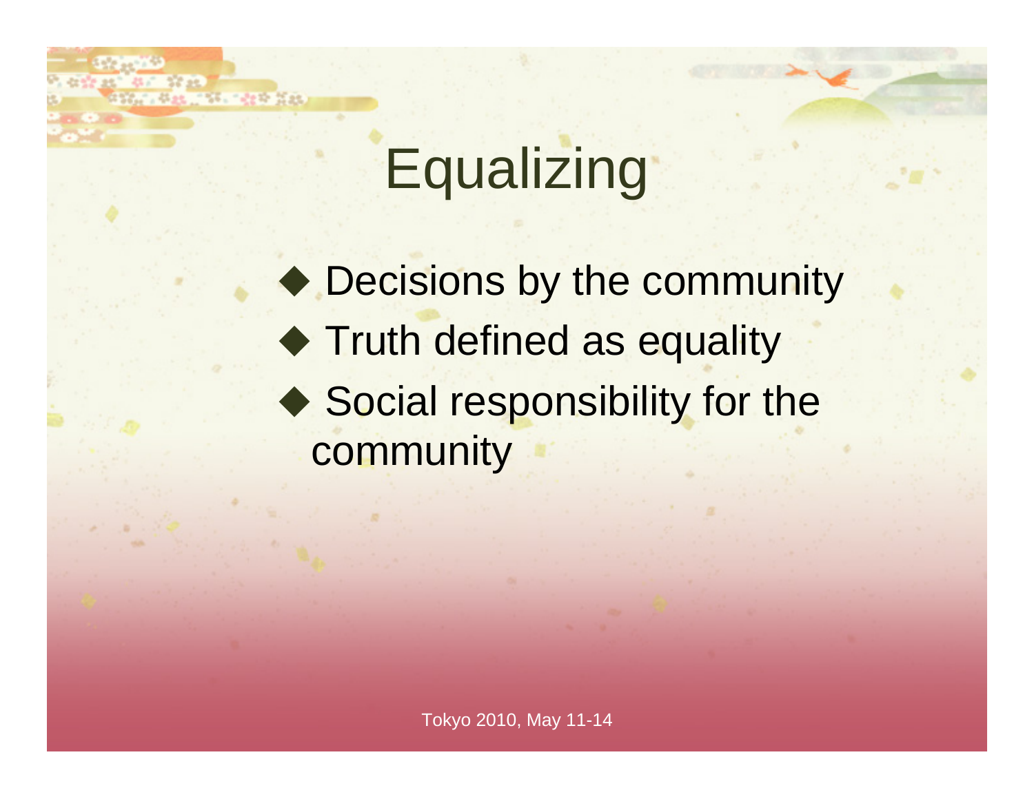# Equalizing

- Decisions by the community
- Truth defined as equality
- Social responsibility for the community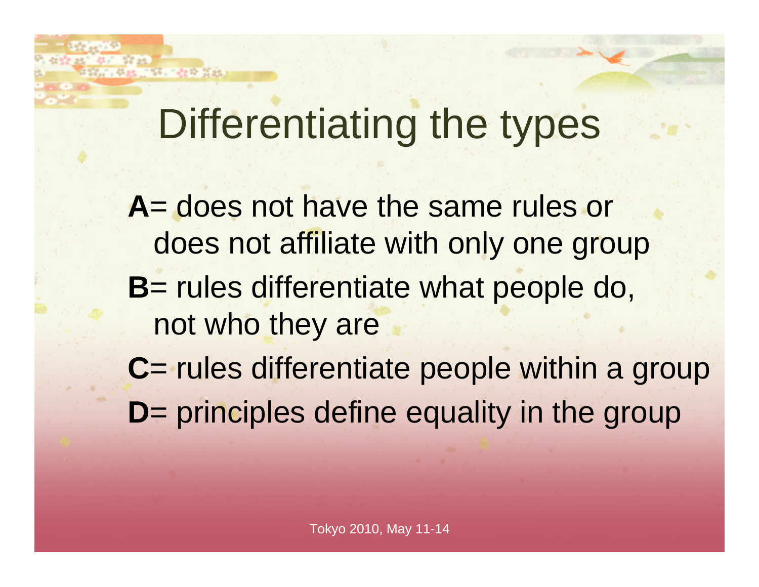# Differentiating the types

**A**= does not have the same rules or does not affiliate with only one group

**B**= rules differentiate what people do, not who they are

**C**= rules differentiate people within a group

**D**= principles define equality in the group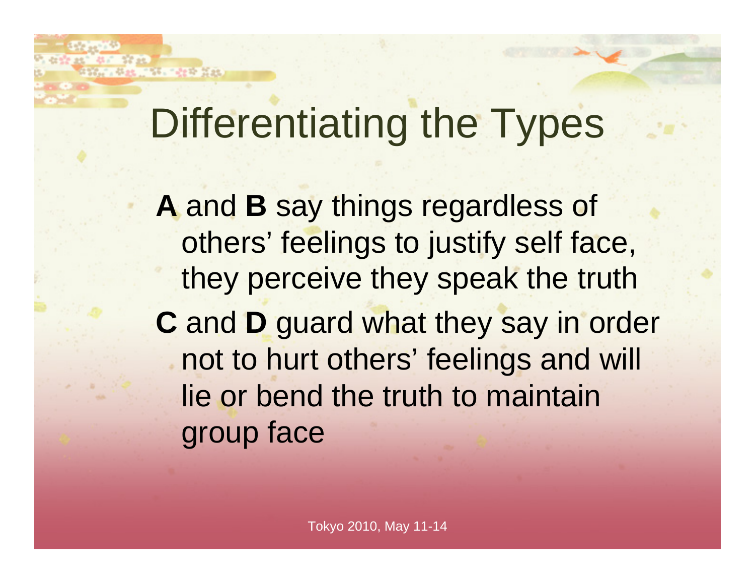# Differentiating the Types

**A** and **B** say things regardless of others' feelings to justify self face, they perceive they speak the truth

**C** and **D** guard what they say in order not to hurt others' feelings and will lie or bend the truth to maintain group face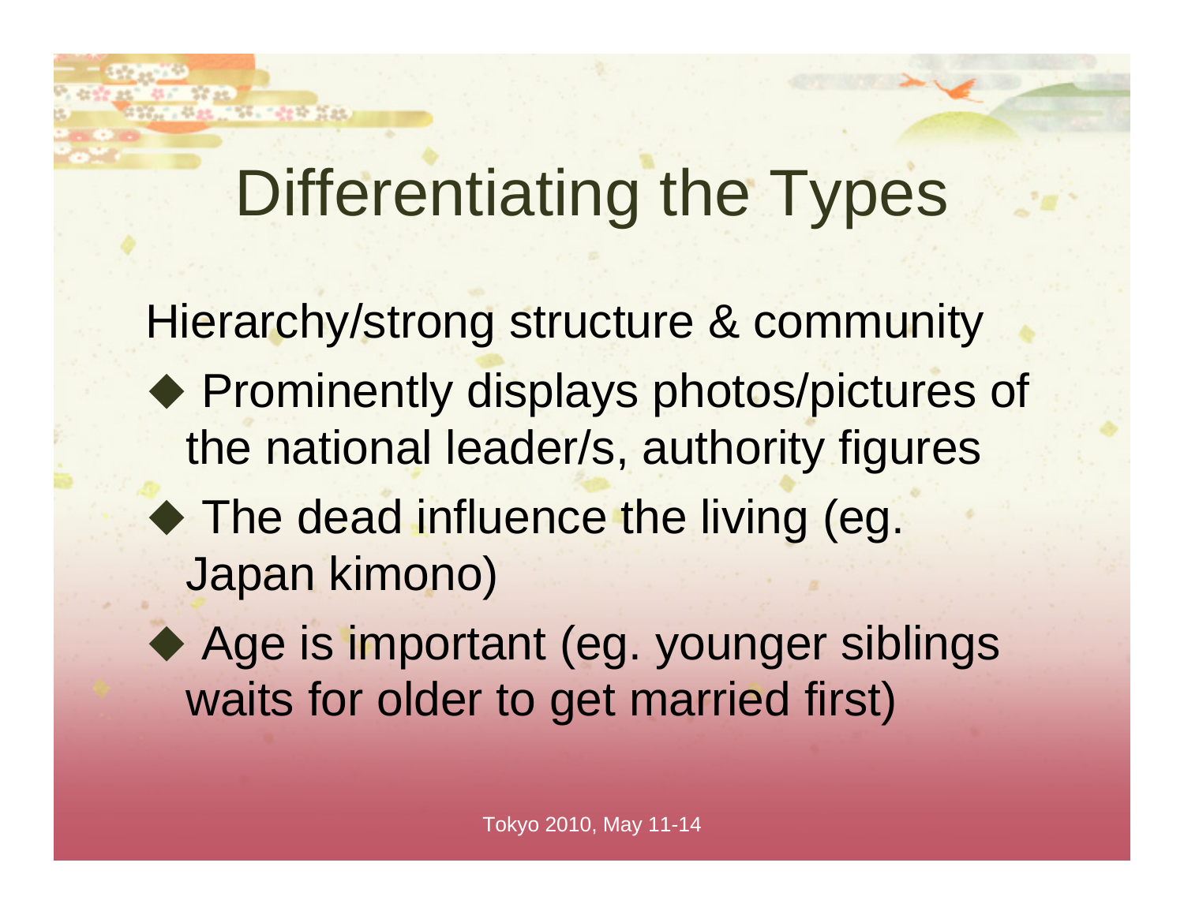# Differentiating the Types

Hierarchy/strong structure & community

- Prominently displays photos/pictures of the national leader/s, authority figures
- The dead influence the living (eg. Japan kimono)
- Age is important (eg. younger siblings waits for older to get married first)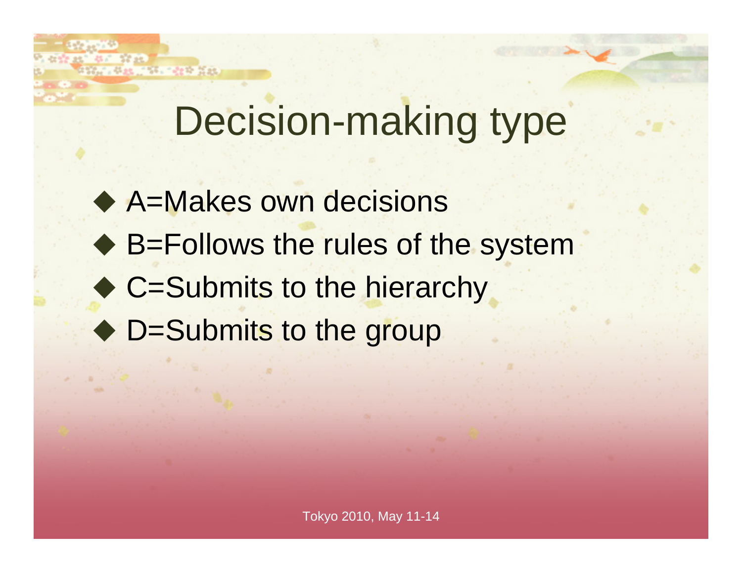# Decision-making type

- A=Makes own decisions
- B=Follows the rules of the system
- C=Submits to the hierarchy
- D=Submits to the group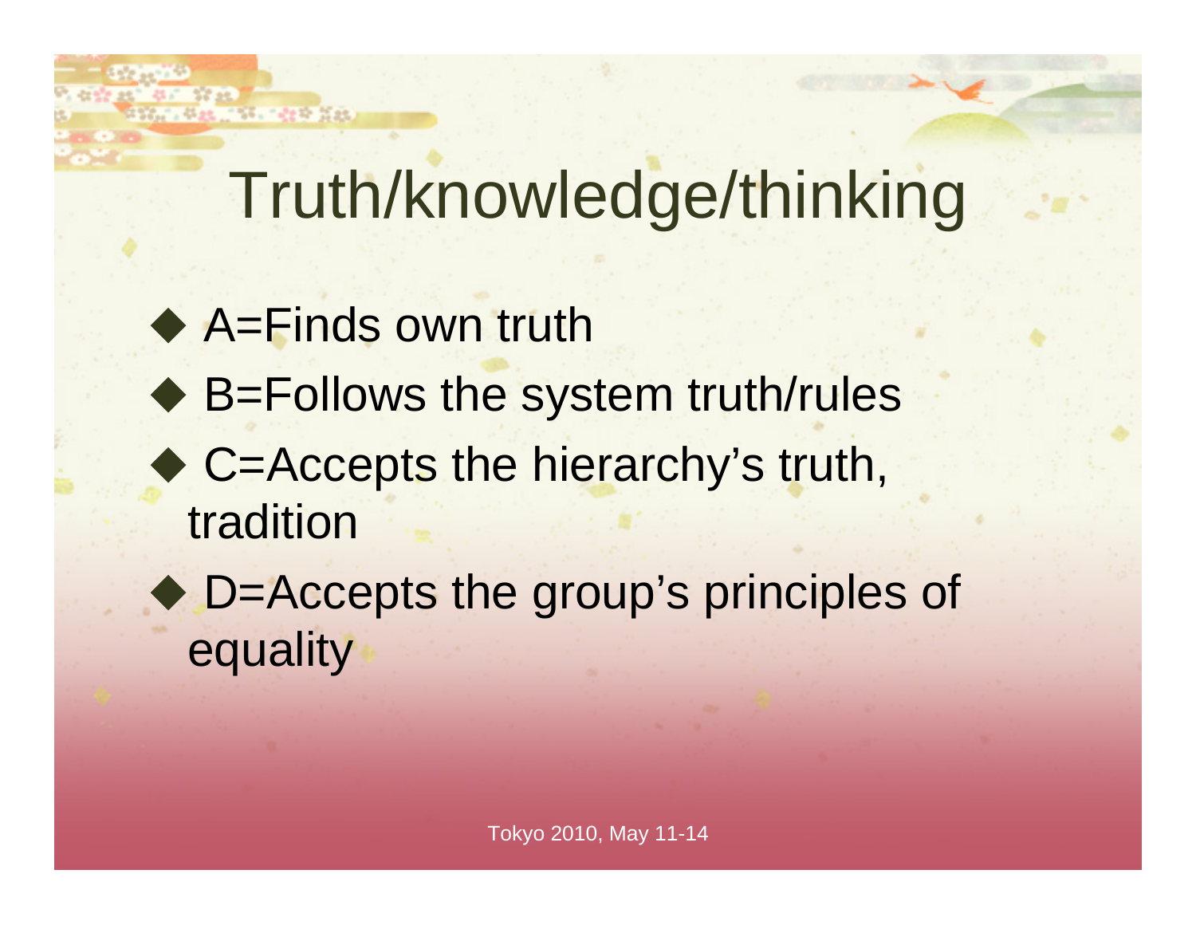# Truth/knowledge/thinking

- A=Finds own truth
- B=Follows the system truth/rules
- C=Accepts the hierarchy's truth, tradition
- D=Accepts the group's principles of equality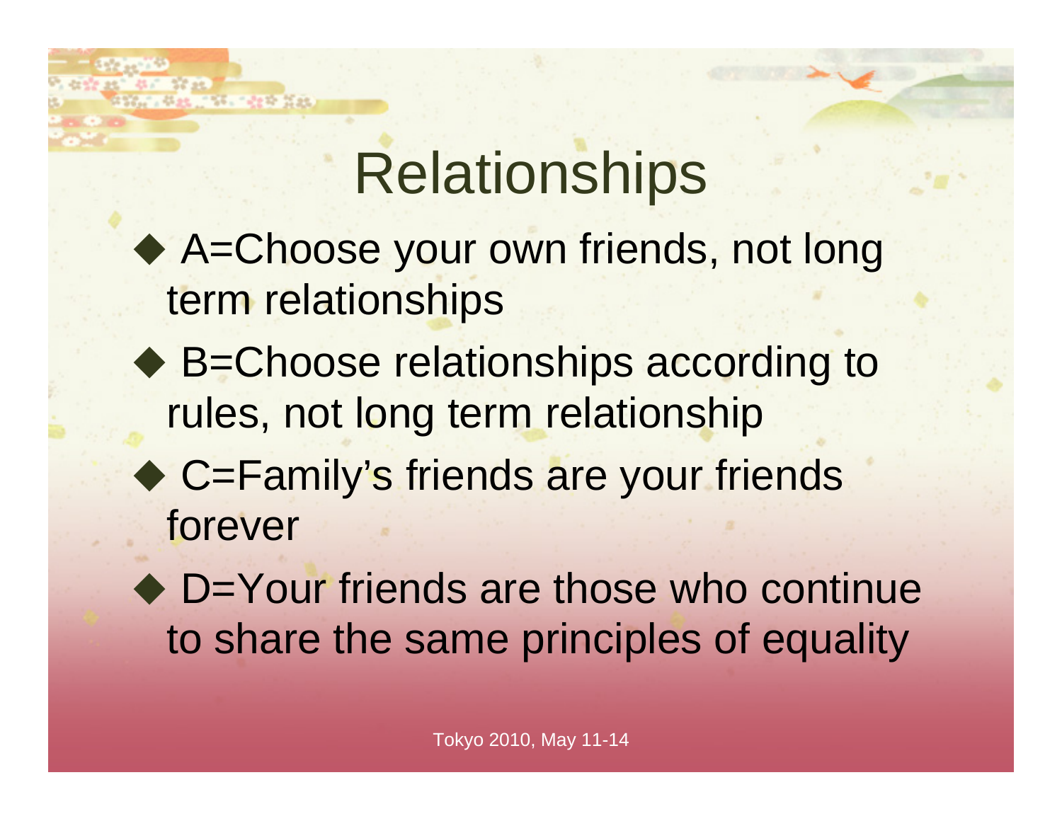# Relationships

- A=Choose your own friends, not long term relationships
- B=Choose relationships according to rules, not long term relationship
- C=Family's friends are your friends forever
- D=Your friends are those who continue to share the same principles of equality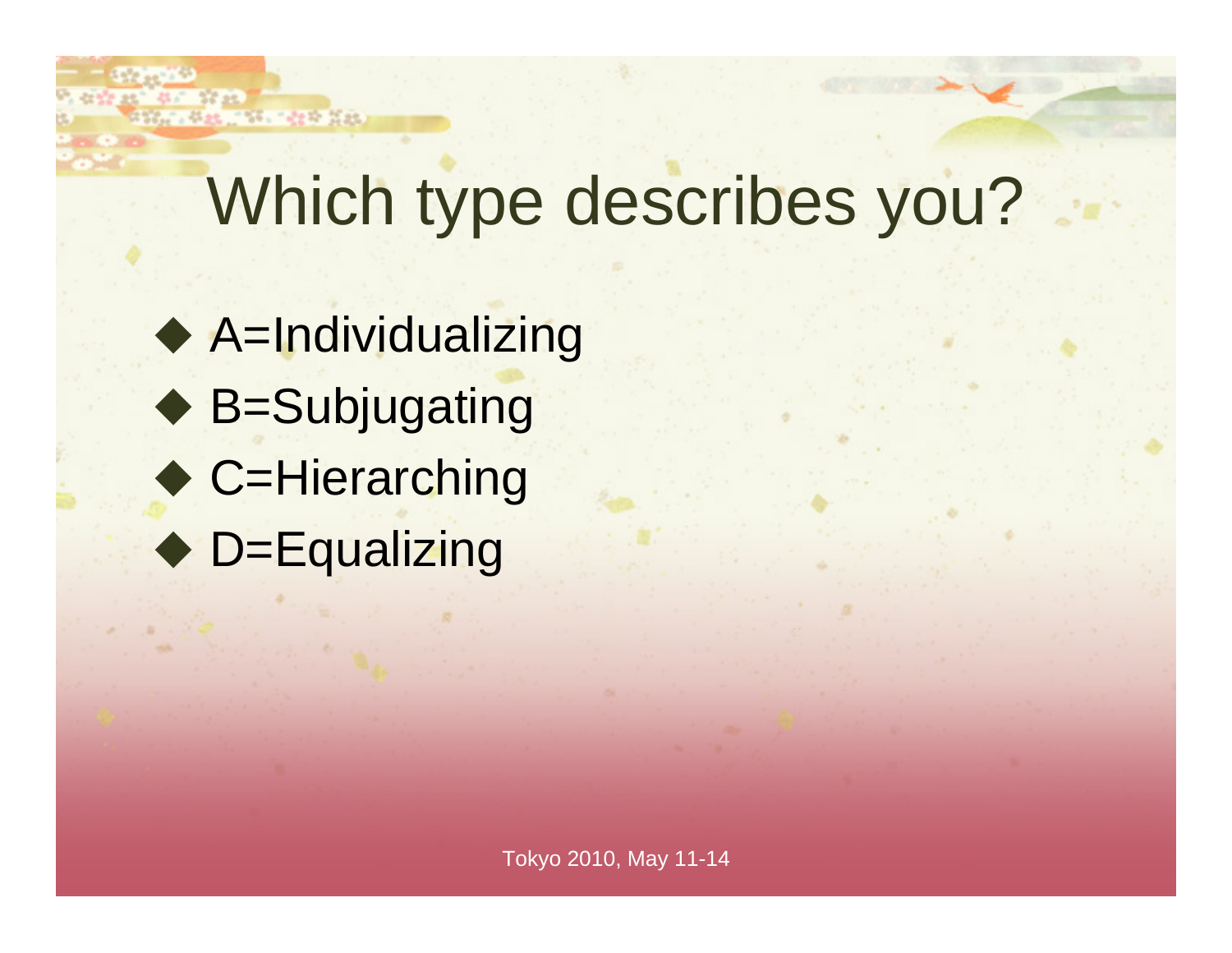# Which type describes you?

- A=Individualizing
- B=Subjugating
- C=Hierarching
- D=Equalizing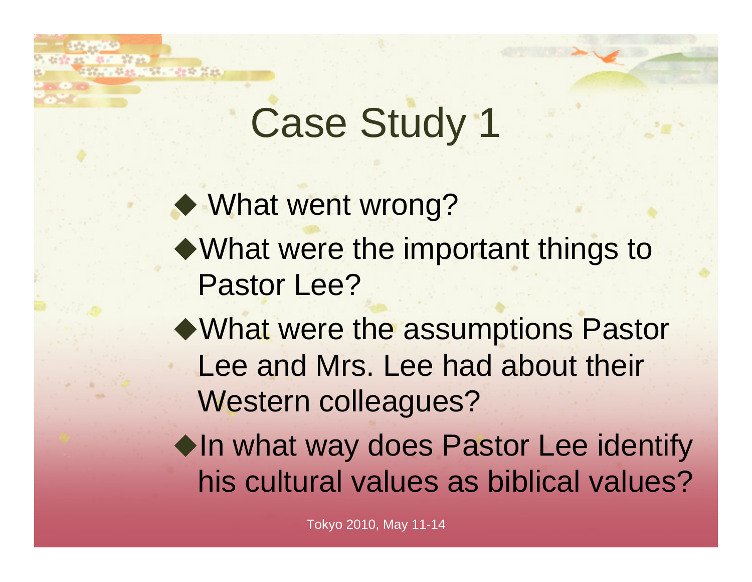# Case Study 1

- What went wrong?
- What were the important things to Pastor Lee?
- What were the assumptions Pastor Lee and Mrs. Lee had about their Western colleagues?
- In what way does Pastor Lee identify his cultural values as biblical values?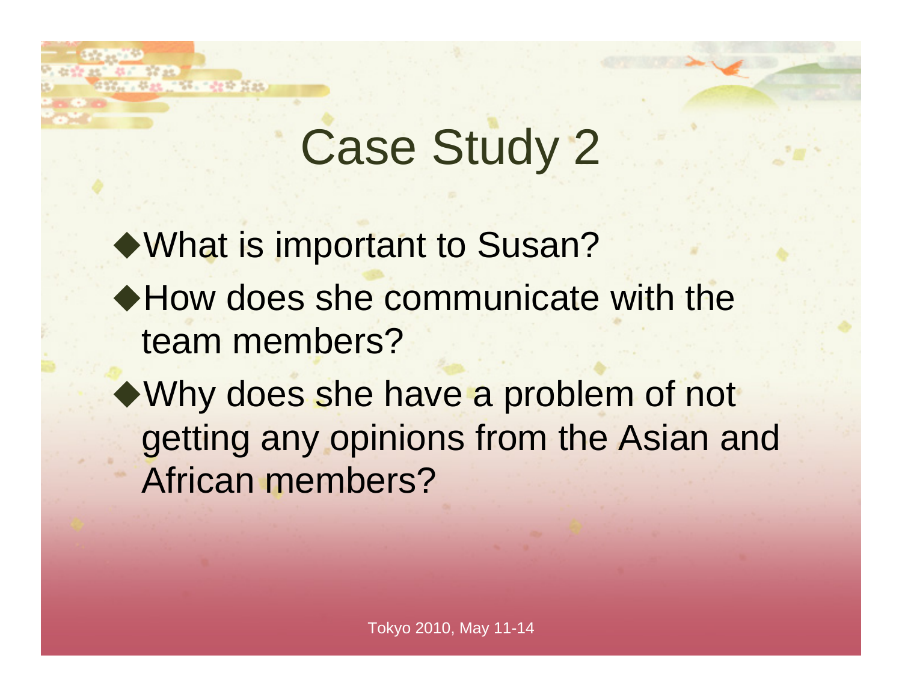# Case Study 2

- What is important to Susan?
- How does she communicate with the team members?
- Why does she have a problem of not getting any opinions from the Asian and African members?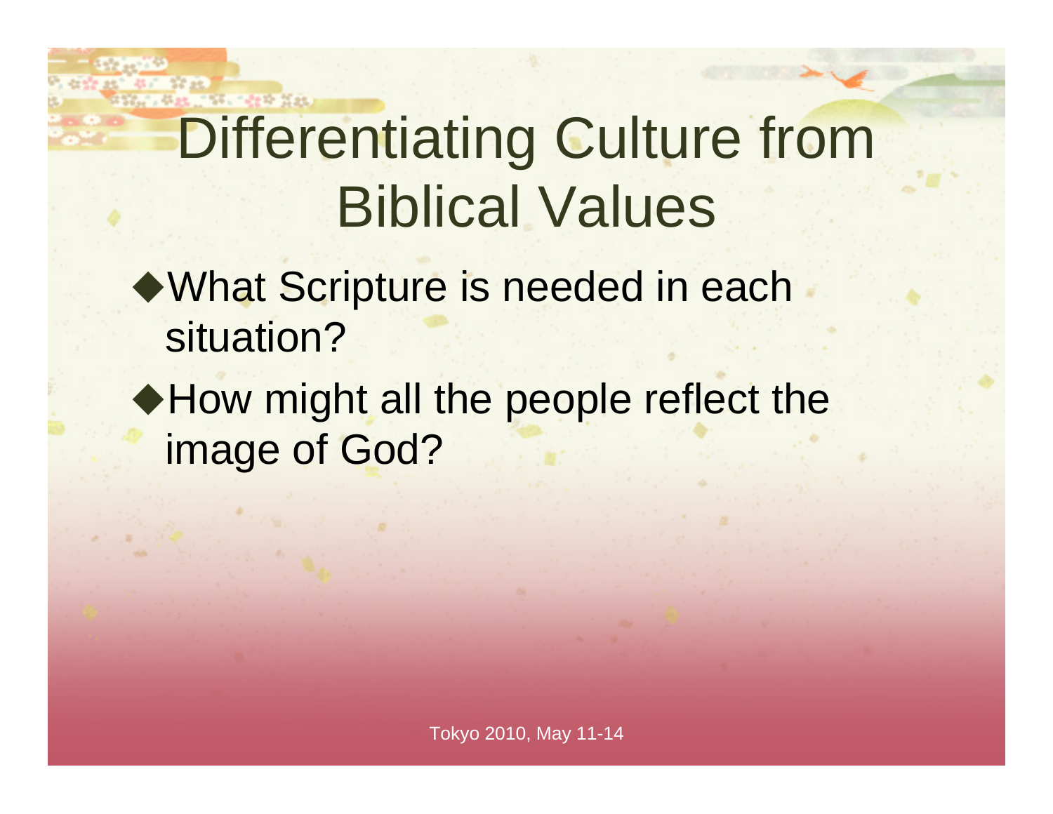# Differentiating Culture from Biblical Values

- What Scripture is needed in each situation?
- How might all the people reflect the image of God?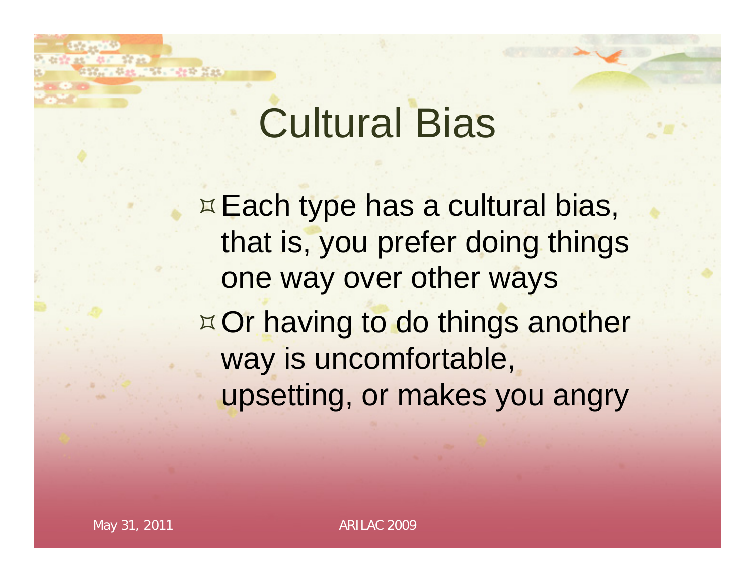# Cultural Bias

- Each type has a cultural bias, that is, you prefer doing things one way over other ways
- Or having to do things another way is uncomfortable, upsetting, or makes you angry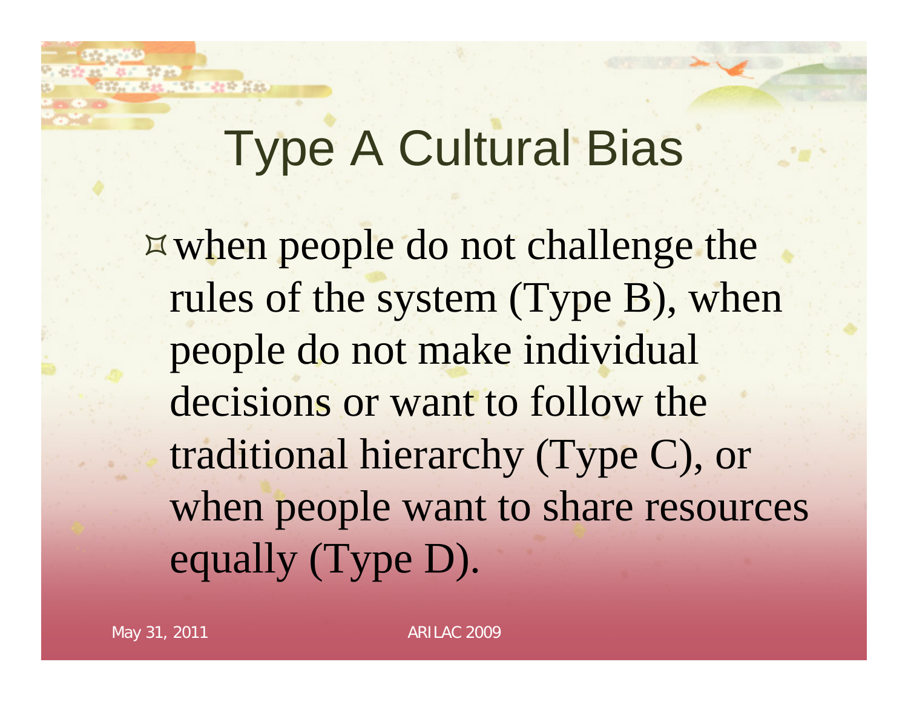# Type A Cultural Bias

- when people do not challenge the rules of the system (Type B), when people do not make individual decisions or want to follow the traditional hierarchy (Type C), or when people want to share resources equally (Type D).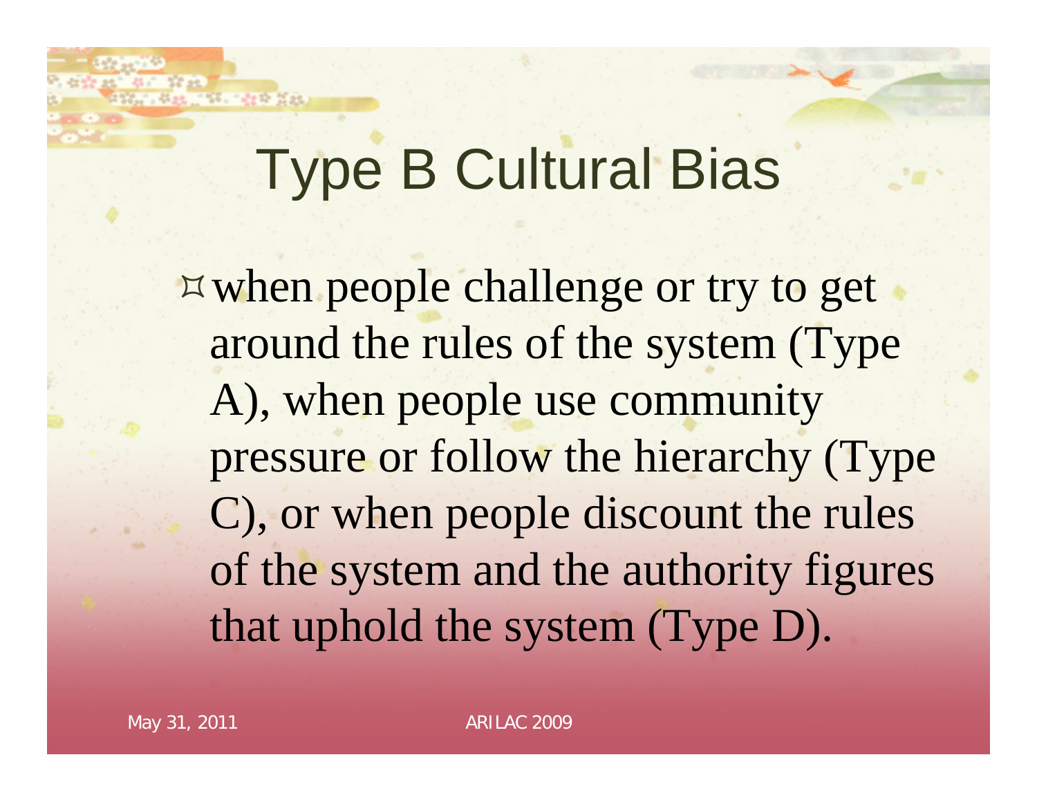# Type B Cultural Bias

- when people challenge or try to get around the rules of the system (Type A), when people use community pressure or follow the hierarchy (Type C), or when people discount the rules of the system and the authority figures that uphold the system (Type D).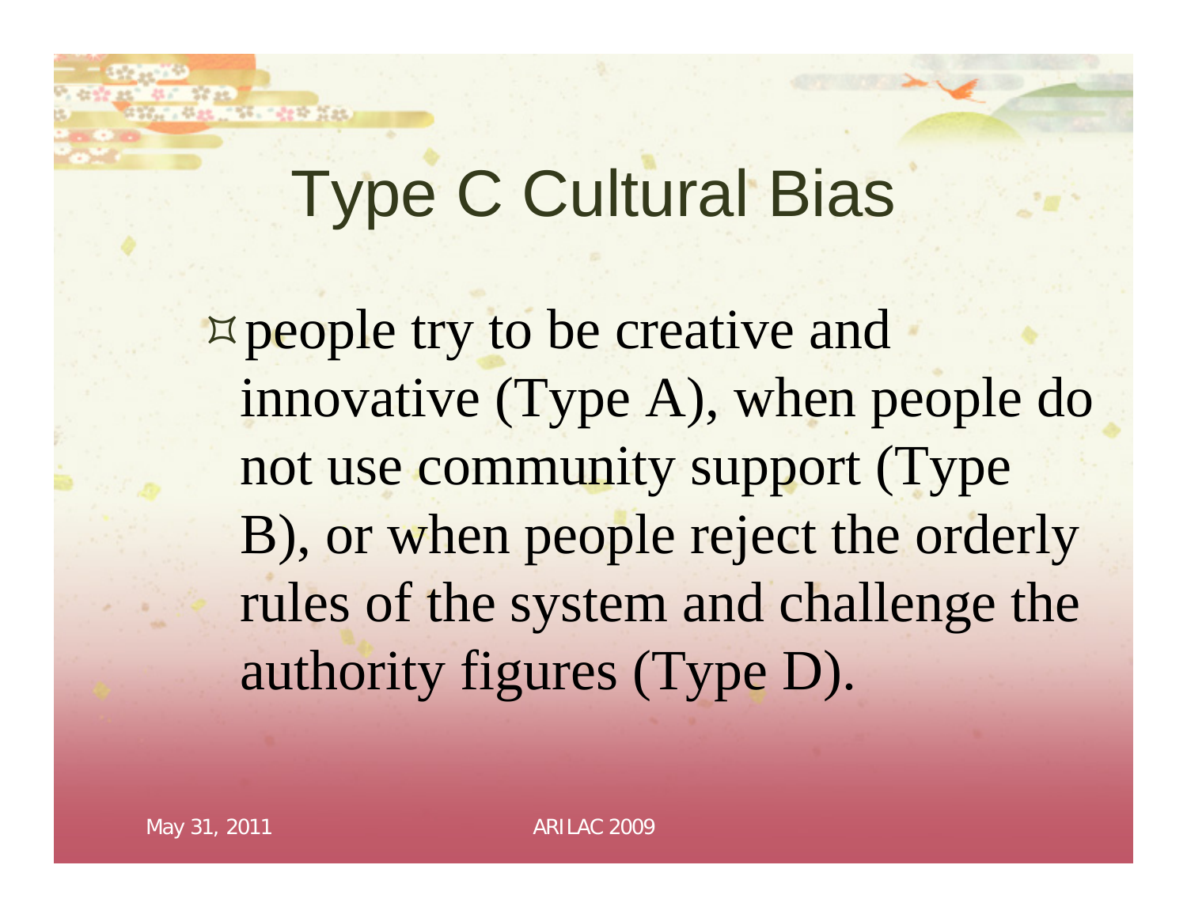# Type C Cultural Bias

- people try to be creative and innovative (Type A), when people do not use community support (Type B), or when people reject the orderly rules of the system and challenge the authority figures (Type D).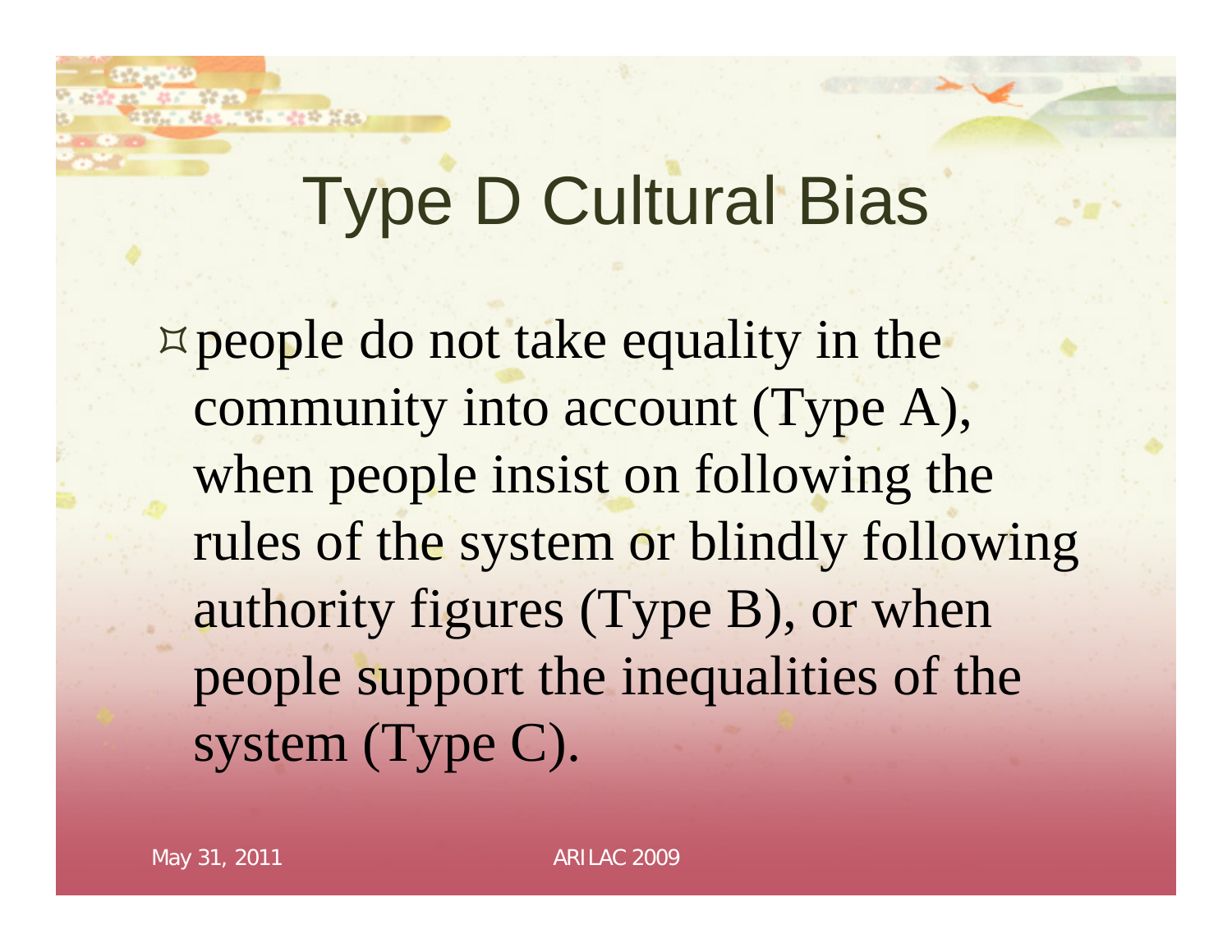# Type D Cultural Bias

- people do not take equality in the community into account (Type A), when people insist on following the rules of the system or blindly following authority figures (Type B), or when people support the inequalities of the system (Type C).